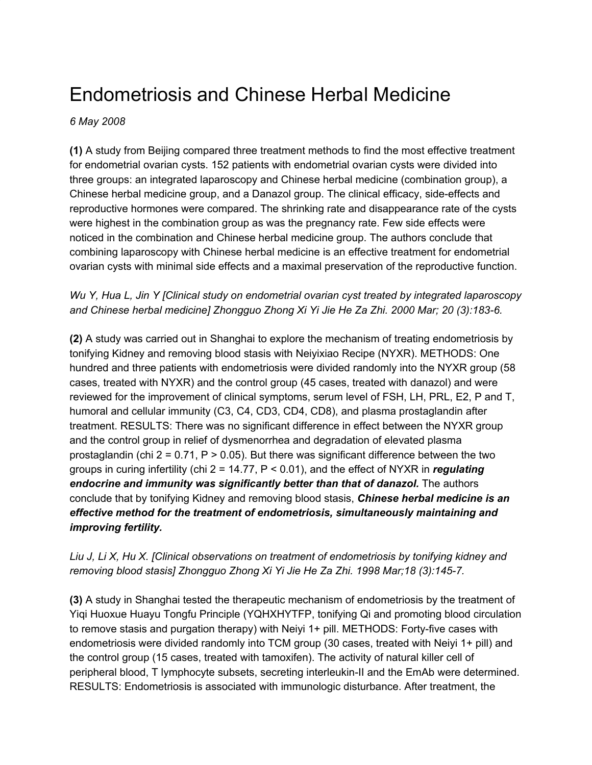# Endometriosis and Chinese Herbal Medicine

*6 May 2008*

**(1)** A study from Beijing compared three treatment methods to find the most effective treatment for endometrial ovarian cysts. 152 patients with endometrial ovarian cysts were divided into three groups: an integrated laparoscopy and Chinese herbal medicine (combination group), a Chinese herbal medicine group, and a Danazol group. The clinical efficacy, side-effects and reproductive hormones were compared. The shrinking rate and disappearance rate of the cysts were highest in the combination group as was the pregnancy rate. Few side effects were noticed in the combination and Chinese herbal medicine group. The authors conclude that combining laparoscopy with Chinese herbal medicine is an effective treatment for endometrial ovarian cysts with minimal side effects and a maximal preservation of the reproductive function.

*Wu Y, Hua L, Jin Y [Clinical study on endometrial ovarian cyst treated by integrated laparoscopy and Chinese herbal medicine] Zhongguo Zhong Xi Yi Jie He Za Zhi. 2000 Mar; 20 (3):183-6.*

**(2)** A study was carried out in Shanghai to explore the mechanism of treating endometriosis by tonifying Kidney and removing blood stasis with Neiyixiao Recipe (NYXR). METHODS: One hundred and three patients with endometriosis were divided randomly into the NYXR group (58 cases, treated with NYXR) and the control group (45 cases, treated with danazol) and were reviewed for the improvement of clinical symptoms, serum level of FSH, LH, PRL, E2, P and T, humoral and cellular immunity (C3, C4, CD3, CD4, CD8), and plasma prostaglandin after treatment. RESULTS: There was no significant difference in effect between the NYXR group and the control group in relief of dysmenorrhea and degradation of elevated plasma prostaglandin ($\chi^2 = 0.71$, $P > 0.05$). But there was significant difference between the two groups in curing infertility ($\chi^2 = 14.77$, $P < 0.01$), and the effect of NYXR in ***regulating endocrine and immunity was significantly better than that of danazol.*** The authors conclude that by tonifying Kidney and removing blood stasis, ***Chinese herbal medicine is an effective method for the treatment of endometriosis, simultaneously maintaining and improving fertility.***

*Liu J, Li X, Hu X. [Clinical observations on treatment of endometriosis by tonifying kidney and removing blood stasis] Zhongguo Zhong Xi Yi Jie He Za Zhi. 1998 Mar;18 (3):145-7.*

**(3)** A study in Shanghai tested the therapeutic mechanism of endometriosis by the treatment of Yiqi Huoxue Huayu Tongfu Principle (YQHXHYTFP, tonifying Qi and promoting blood circulation to remove stasis and purgation therapy) with Neiyi 1+ pill. METHODS: Forty-five cases with endometriosis were divided randomly into TCM group (30 cases, treated with Neiyi 1+ pill) and the control group (15 cases, treated with tamoxifen). The activity of natural killer cell of peripheral blood, T lymphocyte subsets, secreting interleukin-II and the EmAb were determined. RESULTS: Endometriosis is associated with immunologic disturbance. After treatment, the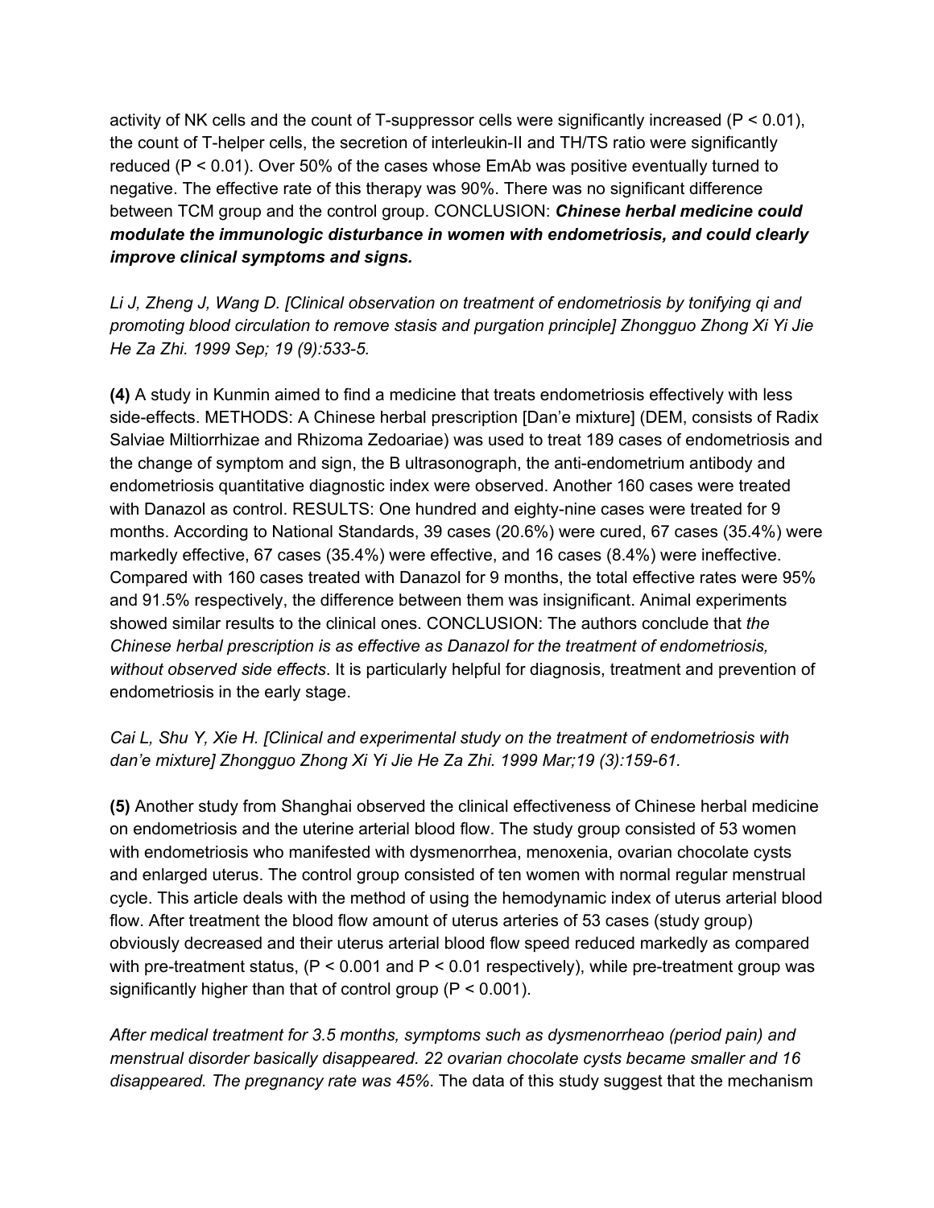activity of NK cells and the count of T-suppressor cells were significantly increased ($P < 0.01$), the count of T-helper cells, the secretion of interleukin-II and TH/TS ratio were significantly reduced ($P < 0.01$). Over 50% of the cases whose EmAb was positive eventually turned to negative. The effective rate of this therapy was 90%. There was no significant difference between TCM group and the control group. CONCLUSION: ***Chinese herbal medicine could modulate the immunologic disturbance in women with endometriosis, and could clearly improve clinical symptoms and signs.***

*Li J, Zheng J, Wang D. [Clinical observation on treatment of endometriosis by tonifying qi and promoting blood circulation to remove stasis and purgation principle] Zhongguo Zhong Xi Yi Jie He Za Zhi. 1999 Sep; 19 (9):533-5.*

**(4)** A study in Kunmin aimed to find a medicine that treats endometriosis effectively with less side-effects. METHODS: A Chinese herbal prescription [Dan'e mixture] (DEM, consists of Radix Salviae Miltiorrhizae and Rhizoma Zedoariae) was used to treat 189 cases of endometriosis and the change of symptom and sign, the B ultrasonograph, the anti-endometrium antibody and endometriosis quantitative diagnostic index were observed. Another 160 cases were treated with Danazol as control. RESULTS: One hundred and eighty-nine cases were treated for 9 months. According to National Standards, 39 cases (20.6%) were cured, 67 cases (35.4%) were markedly effective, 67 cases (35.4%) were effective, and 16 cases (8.4%) were ineffective. Compared with 160 cases treated with Danazol for 9 months, the total effective rates were 95% and 91.5% respectively, the difference between them was insignificant. Animal experiments showed similar results to the clinical ones. CONCLUSION: The authors conclude that *the Chinese herbal prescription is as effective as Danazol for the treatment of endometriosis, without observed side effects*. It is particularly helpful for diagnosis, treatment and prevention of endometriosis in the early stage.

*Cai L, Shu Y, Xie H. [Clinical and experimental study on the treatment of endometriosis with dan'e mixture] Zhongguo Zhong Xi Yi Jie He Za Zhi. 1999 Mar;19 (3):159-61.*

**(5)** Another study from Shanghai observed the clinical effectiveness of Chinese herbal medicine on endometriosis and the uterine arterial blood flow. The study group consisted of 53 women with endometriosis who manifested with dysmenorrhea, menoxenia, ovarian chocolate cysts and enlarged uterus. The control group consisted of ten women with normal regular menstrual cycle. This article deals with the method of using the hemodynamic index of uterus arterial blood flow. After treatment the blood flow amount of uterus arteries of 53 cases (study group) obviously decreased and their uterus arterial blood flow speed reduced markedly as compared with pre-treatment status, ($P < 0.001$ and $P < 0.01$ respectively), while pre-treatment group was significantly higher than that of control group ($P < 0.001$).

*After medical treatment for 3.5 months, symptoms such as dysmenorrheao (period pain) and menstrual disorder basically disappeared. 22 ovarian chocolate cysts became smaller and 16 disappeared. The pregnancy rate was 45%*. The data of this study suggest that the mechanism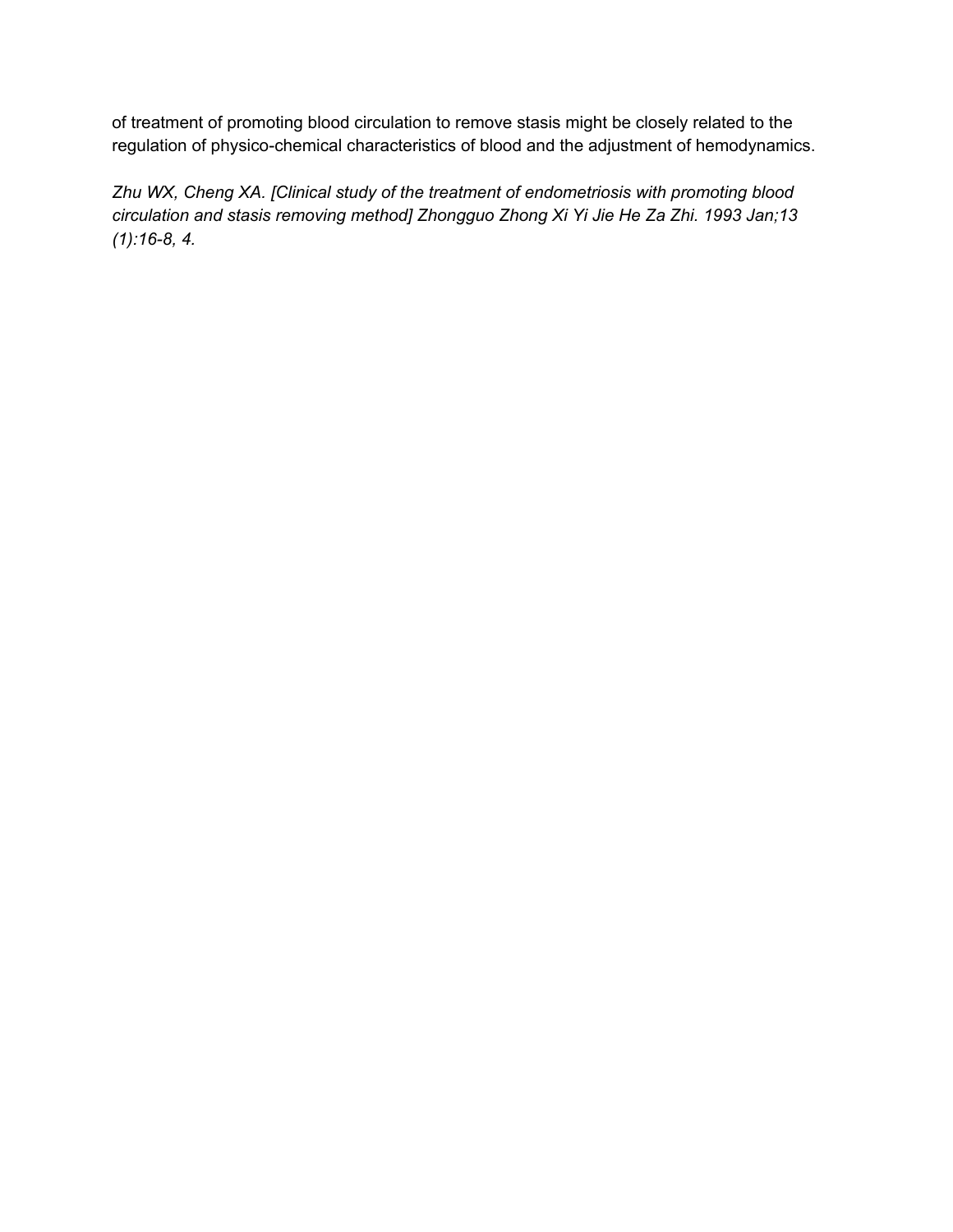of treatment of promoting blood circulation to remove stasis might be closely related to the regulation of physico-chemical characteristics of blood and the adjustment of hemodynamics.

*Zhu WX, Cheng XA. [Clinical study of the treatment of endometriosis with promoting blood circulation and stasis removing method] Zhongguo Zhong Xi Yi Jie He Za Zhi. 1993 Jan;13 (1):16-8, 4.*